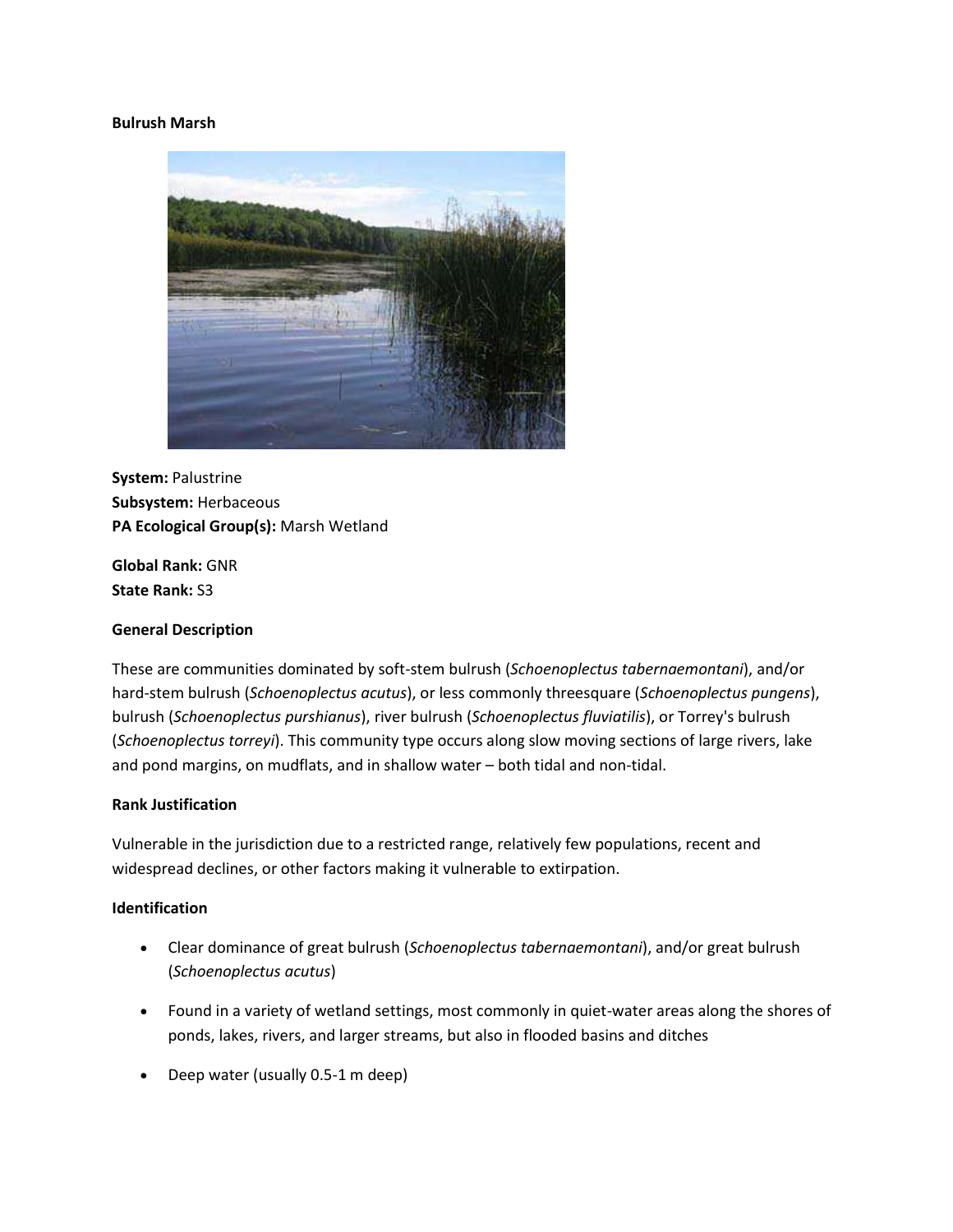**Bulrush Marsh**

**System:** Palustrine
**Subsystem:** Herbaceous
**PA Ecological Group(s):** Marsh Wetland

**Global Rank:** GNR
**State Rank:** S3

**General Description**

These are communities dominated by soft-stem bulrush (*Schoenoplectus tabernaemontani*), and/or hard-stem bulrush (*Schoenoplectus acutus*), or less commonly threesquare (*Schoenoplectus pungens*), bulrush (*Schoenoplectus purshianus*), river bulrush (*Schoenoplectus fluviatilis*), or Torrey's bulrush (*Schoenoplectus torreyi*). This community type occurs along slow moving sections of large rivers, lake and pond margins, on mudflats, and in shallow water – both tidal and non-tidal.

**Rank Justification**

Vulnerable in the jurisdiction due to a restricted range, relatively few populations, recent and widespread declines, or other factors making it vulnerable to extirpation.

**Identification**

- Clear dominance of great bulrush (*Schoenoplectus tabernaemontani*), and/or great bulrush (*Schoenoplectus acutus*)
- Found in a variety of wetland settings, most commonly in quiet-water areas along the shores of ponds, lakes, rivers, and larger streams, but also in flooded basins and ditches
- Deep water (usually 0.5-1 m deep)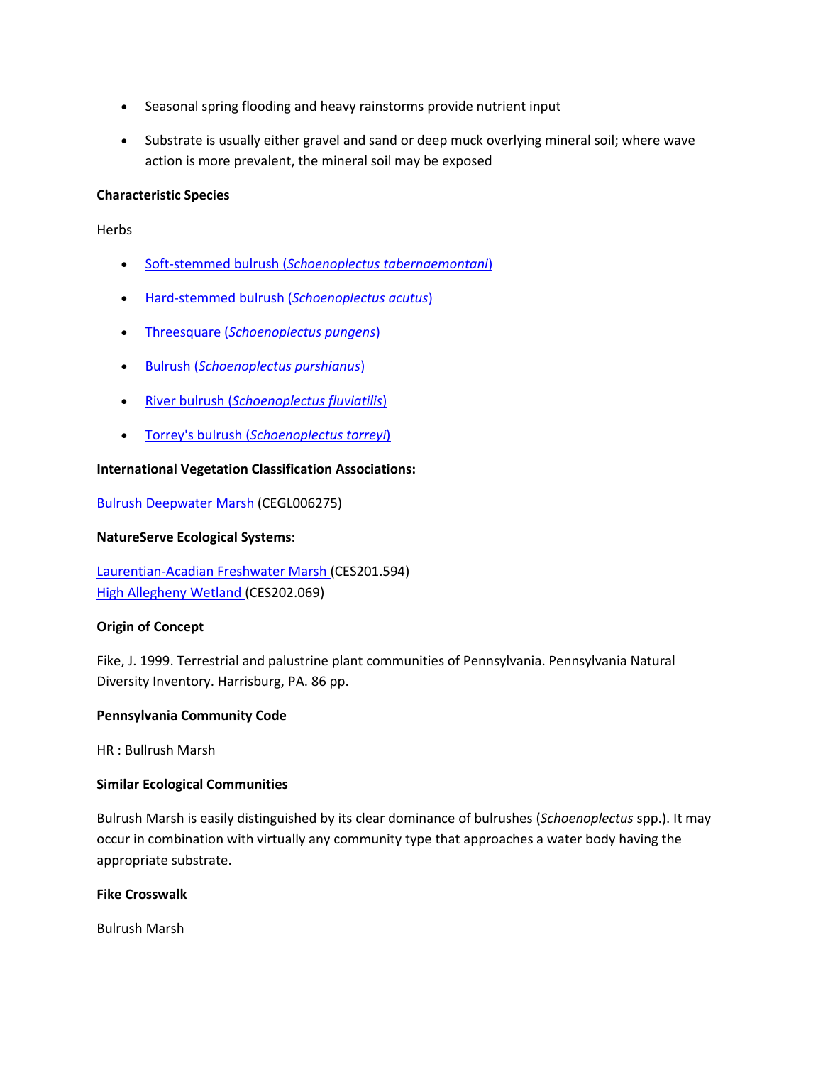- Seasonal spring flooding and heavy rainstorms provide nutrient input
- Substrate is usually either gravel and sand or deep muck overlying mineral soil; where wave action is more prevalent, the mineral soil may be exposed

**Characteristic Species**

Herbs

- Soft-stemmed bulrush (*Schoenoplectus tabernaemontani*)
- Hard-stemmed bulrush (*Schoenoplectus acutus*)
- Threesquare (*Schoenoplectus pungens*)
- Bulrush (*Schoenoplectus purshianus*)
- River bulrush (*Schoenoplectus fluviatilis*)
- Torrey's bulrush (*Schoenoplectus torreyi*)

**International Vegetation Classification Associations:**

Bulrush Deepwater Marsh (CEGL006275)

**NatureServe Ecological Systems:**

Laurentian-Acadian Freshwater Marsh (CES201.594)
High Allegheny Wetland (CES202.069)

**Origin of Concept**

Fike, J. 1999. Terrestrial and palustrine plant communities of Pennsylvania. Pennsylvania Natural Diversity Inventory. Harrisburg, PA. 86 pp.

**Pennsylvania Community Code**

HR : Bullrush Marsh

**Similar Ecological Communities**

Bulrush Marsh is easily distinguished by its clear dominance of bulrushes (*Schoenoplectus* spp.). It may occur in combination with virtually any community type that approaches a water body having the appropriate substrate.

**Fike Crosswalk**

Bulrush Marsh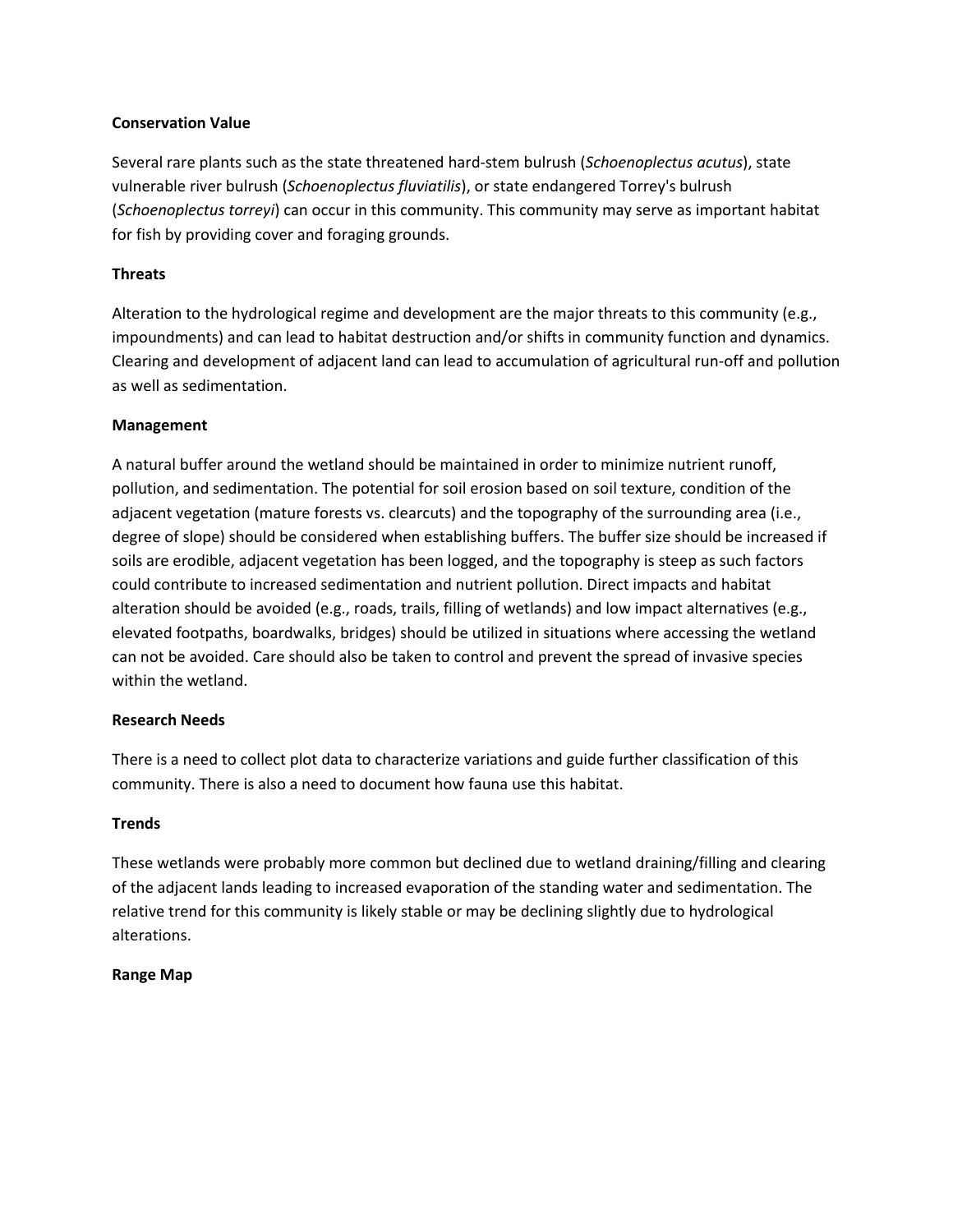**Conservation Value**

Several rare plants such as the state threatened hard-stem bulrush (*Schoenoplectus acutus*), state vulnerable river bulrush (*Schoenoplectus fluviatilis*), or state endangered Torrey's bulrush (*Schoenoplectus torreyi*) can occur in this community. This community may serve as important habitat for fish by providing cover and foraging grounds.

**Threats**

Alteration to the hydrological regime and development are the major threats to this community (e.g., impoundments) and can lead to habitat destruction and/or shifts in community function and dynamics. Clearing and development of adjacent land can lead to accumulation of agricultural run-off and pollution as well as sedimentation.

**Management**

A natural buffer around the wetland should be maintained in order to minimize nutrient runoff, pollution, and sedimentation. The potential for soil erosion based on soil texture, condition of the adjacent vegetation (mature forests vs. clearcuts) and the topography of the surrounding area (i.e., degree of slope) should be considered when establishing buffers. The buffer size should be increased if soils are erodible, adjacent vegetation has been logged, and the topography is steep as such factors could contribute to increased sedimentation and nutrient pollution. Direct impacts and habitat alteration should be avoided (e.g., roads, trails, filling of wetlands) and low impact alternatives (e.g., elevated footpaths, boardwalks, bridges) should be utilized in situations where accessing the wetland can not be avoided. Care should also be taken to control and prevent the spread of invasive species within the wetland.

**Research Needs**

There is a need to collect plot data to characterize variations and guide further classification of this community. There is also a need to document how fauna use this habitat.

**Trends**

These wetlands were probably more common but declined due to wetland draining/filling and clearing of the adjacent lands leading to increased evaporation of the standing water and sedimentation. The relative trend for this community is likely stable or may be declining slightly due to hydrological alterations.

**Range Map**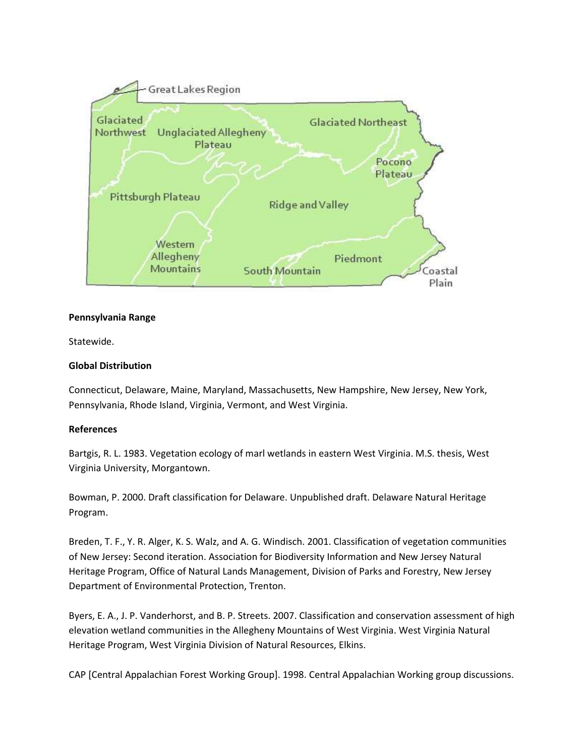**Pennsylvania Range**

Statewide.

**Global Distribution**

Connecticut, Delaware, Maine, Maryland, Massachusetts, New Hampshire, New Jersey, New York, Pennsylvania, Rhode Island, Virginia, Vermont, and West Virginia.

**References**

Bartgis, R. L. 1983. Vegetation ecology of marl wetlands in eastern West Virginia. M.S. thesis, West Virginia University, Morgantown.

Bowman, P. 2000. Draft classification for Delaware. Unpublished draft. Delaware Natural Heritage Program.

Breden, T. F., Y. R. Alger, K. S. Walz, and A. G. Windisch. 2001. Classification of vegetation communities of New Jersey: Second iteration. Association for Biodiversity Information and New Jersey Natural Heritage Program, Office of Natural Lands Management, Division of Parks and Forestry, New Jersey Department of Environmental Protection, Trenton.

Byers, E. A., J. P. Vanderhorst, and B. P. Streets. 2007. Classification and conservation assessment of high elevation wetland communities in the Allegheny Mountains of West Virginia. West Virginia Natural Heritage Program, West Virginia Division of Natural Resources, Elkins.

CAP [Central Appalachian Forest Working Group]. 1998. Central Appalachian Working group discussions.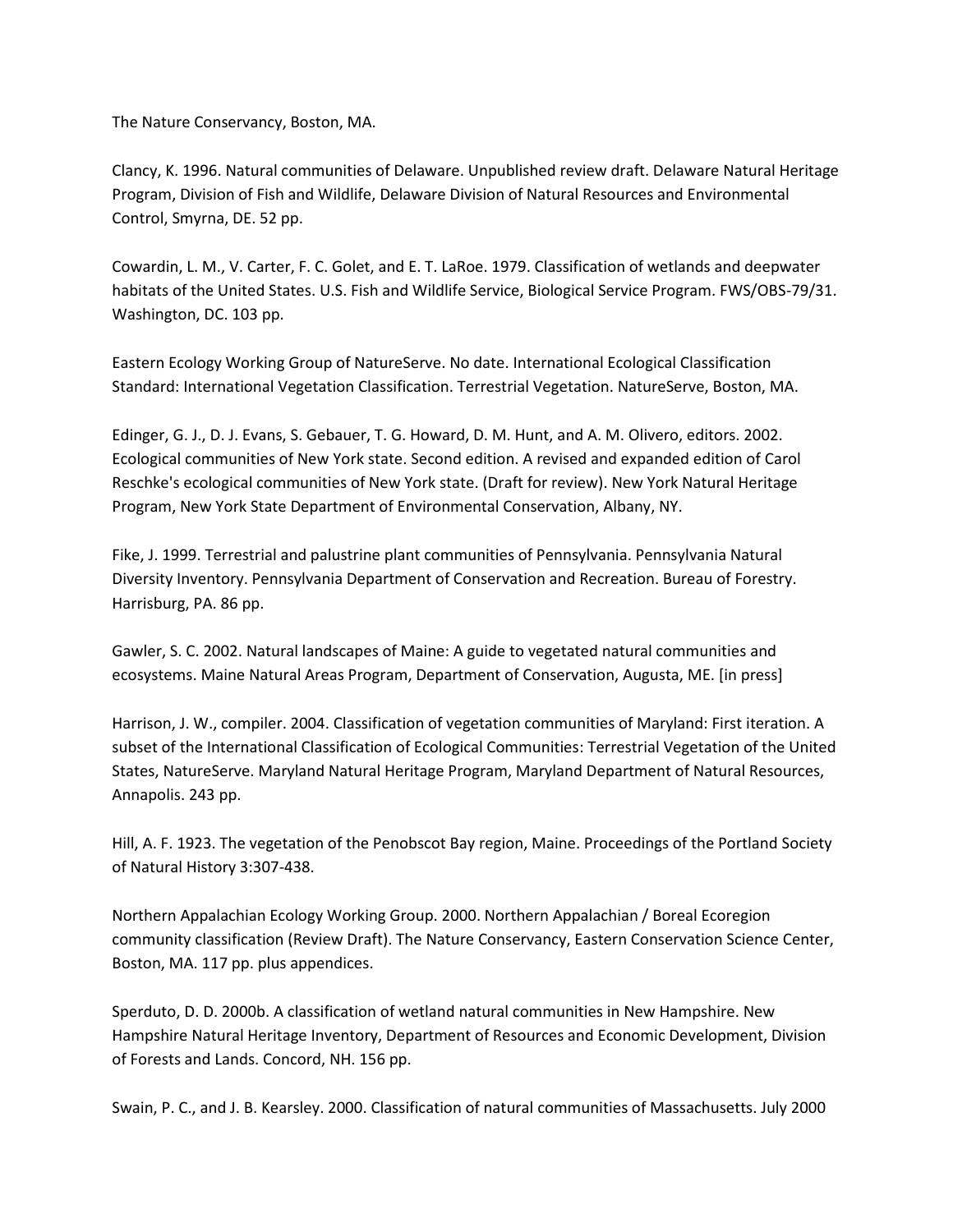The Nature Conservancy, Boston, MA.

Clancy, K. 1996. Natural communities of Delaware. Unpublished review draft. Delaware Natural Heritage Program, Division of Fish and Wildlife, Delaware Division of Natural Resources and Environmental Control, Smyrna, DE. 52 pp.

Cowardin, L. M., V. Carter, F. C. Golet, and E. T. LaRoe. 1979. Classification of wetlands and deepwater habitats of the United States. U.S. Fish and Wildlife Service, Biological Service Program. FWS/OBS-79/31. Washington, DC. 103 pp.

Eastern Ecology Working Group of NatureServe. No date. International Ecological Classification Standard: International Vegetation Classification. Terrestrial Vegetation. NatureServe, Boston, MA.

Edinger, G. J., D. J. Evans, S. Gebauer, T. G. Howard, D. M. Hunt, and A. M. Olivero, editors. 2002. Ecological communities of New York state. Second edition. A revised and expanded edition of Carol Reschke's ecological communities of New York state. (Draft for review). New York Natural Heritage Program, New York State Department of Environmental Conservation, Albany, NY.

Fike, J. 1999. Terrestrial and palustrine plant communities of Pennsylvania. Pennsylvania Natural Diversity Inventory. Pennsylvania Department of Conservation and Recreation. Bureau of Forestry. Harrisburg, PA. 86 pp.

Gawler, S. C. 2002. Natural landscapes of Maine: A guide to vegetated natural communities and ecosystems. Maine Natural Areas Program, Department of Conservation, Augusta, ME. [in press]

Harrison, J. W., compiler. 2004. Classification of vegetation communities of Maryland: First iteration. A subset of the International Classification of Ecological Communities: Terrestrial Vegetation of the United States, NatureServe. Maryland Natural Heritage Program, Maryland Department of Natural Resources, Annapolis. 243 pp.

Hill, A. F. 1923. The vegetation of the Penobscot Bay region, Maine. Proceedings of the Portland Society of Natural History 3:307-438.

Northern Appalachian Ecology Working Group. 2000. Northern Appalachian / Boreal Ecoregion community classification (Review Draft). The Nature Conservancy, Eastern Conservation Science Center, Boston, MA. 117 pp. plus appendices.

Sperduto, D. D. 2000b. A classification of wetland natural communities in New Hampshire. New Hampshire Natural Heritage Inventory, Department of Resources and Economic Development, Division of Forests and Lands. Concord, NH. 156 pp.

Swain, P. C., and J. B. Kearsley. 2000. Classification of natural communities of Massachusetts. July 2000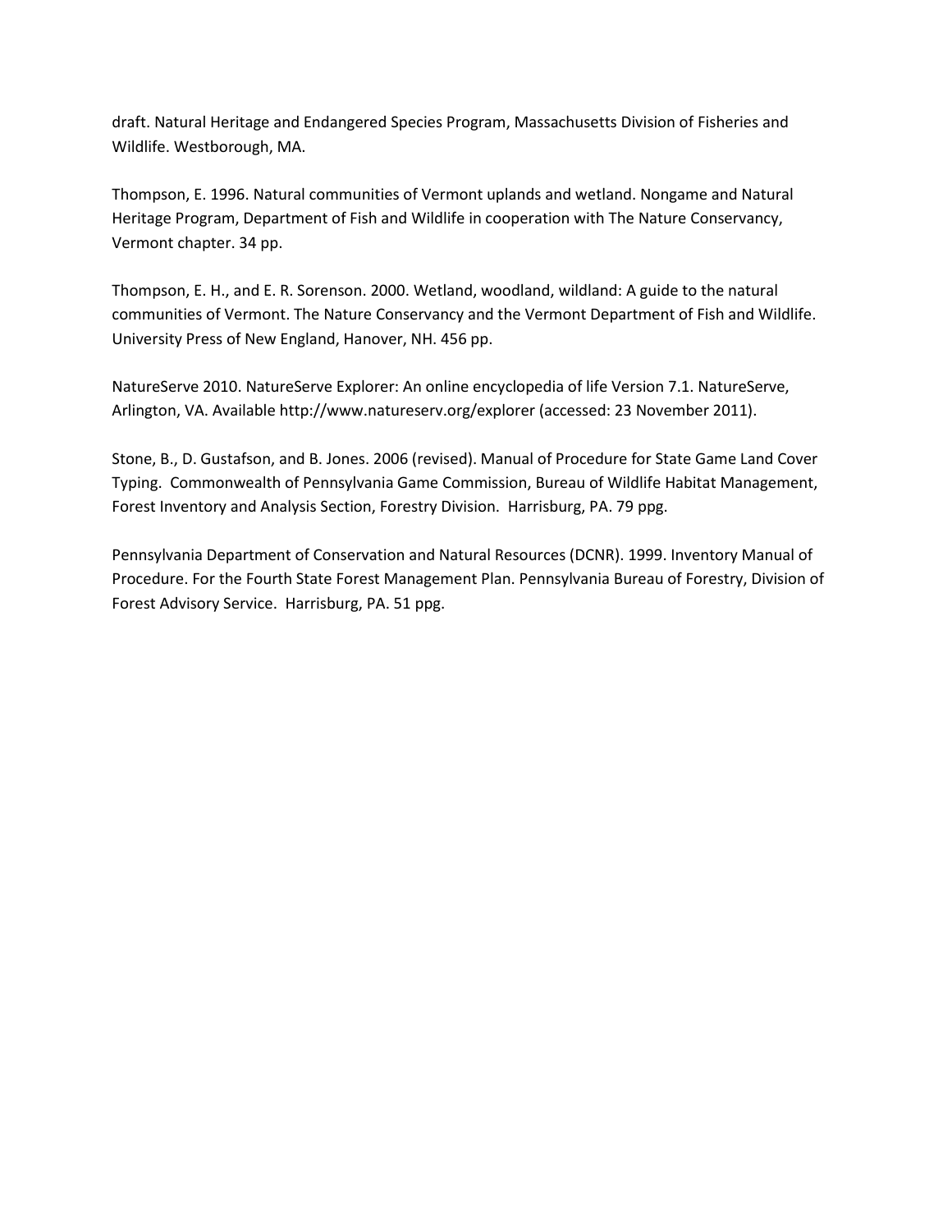draft. Natural Heritage and Endangered Species Program, Massachusetts Division of Fisheries and Wildlife. Westborough, MA.

Thompson, E. 1996. Natural communities of Vermont uplands and wetland. Nongame and Natural Heritage Program, Department of Fish and Wildlife in cooperation with The Nature Conservancy, Vermont chapter. 34 pp.

Thompson, E. H., and E. R. Sorenson. 2000. Wetland, woodland, wildland: A guide to the natural communities of Vermont. The Nature Conservancy and the Vermont Department of Fish and Wildlife. University Press of New England, Hanover, NH. 456 pp.

NatureServe 2010. NatureServe Explorer: An online encyclopedia of life Version 7.1. NatureServe, Arlington, VA. Available http://www.natureserv.org/explorer (accessed: 23 November 2011).

Stone, B., D. Gustafson, and B. Jones. 2006 (revised). Manual of Procedure for State Game Land Cover Typing. Commonwealth of Pennsylvania Game Commission, Bureau of Wildlife Habitat Management, Forest Inventory and Analysis Section, Forestry Division. Harrisburg, PA. 79 ppg.

Pennsylvania Department of Conservation and Natural Resources (DCNR). 1999. Inventory Manual of Procedure. For the Fourth State Forest Management Plan. Pennsylvania Bureau of Forestry, Division of Forest Advisory Service. Harrisburg, PA. 51 ppg.